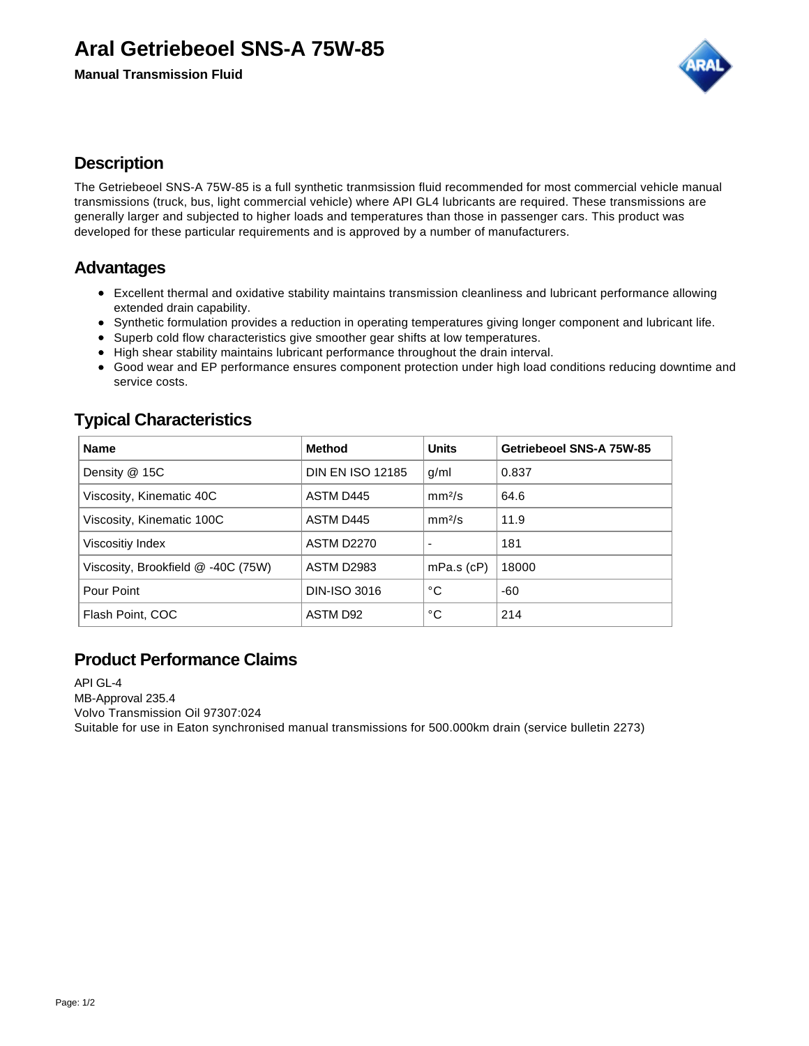# Aral Getriebeoel SNS-A 75W-85

**Manual Transmission Fluid**

## Description

The Getriebeoel SNS-A 75W-85 is a full synthetic tranmsission fluid recommended for most commercial vehicle manual transmissions (truck, bus, light commercial vehicle) where API GL4 lubricants are required. These transmissions are generally larger and subjected to higher loads and temperatures than those in passenger cars. This product was developed for these particular requirements and is approved by a number of manufacturers.

## Advantages

- Excellent thermal and oxidative stability maintains transmission cleanliness and lubricant performance allowing extended drain capability.
- Synthetic formulation provides a reduction in operating temperatures giving longer component and lubricant life.
- Superb cold flow characteristics give smoother gear shifts at low temperatures.
- High shear stability maintains lubricant performance throughout the drain interval.
- Good wear and EP performance ensures component protection under high load conditions reducing downtime and service costs.

## Typical Characteristics

| Name | Method | Units | Getriebeoel SNS-A 75W-85 |
|---|---|---|---|
| Density @ 15C | DIN EN ISO 12185 | g/ml | 0.837 |
| Viscosity, Kinematic 40C | ASTM D445 | $mm^2/s$ | 64.6 |
| Viscosity, Kinematic 100C | ASTM D445 | $mm^2/s$ | 11.9 |
| Viscositiy Index | ASTM D2270 | - | 181 |
| Viscosity, Brookfield @ -40C (75W) | ASTM D2983 | mPa.s (cP) | 18000 |
| Pour Point | DIN-ISO 3016 | °C | -60 |
| Flash Point, COC | ASTM D92 | °C | 214 |

## Product Performance Claims

API GL-4
MB-Approval 235.4
Volvo Transmission Oil 97307:024
Suitable for use in Eaton synchronised manual transmissions for 500.000km drain (service bulletin 2273)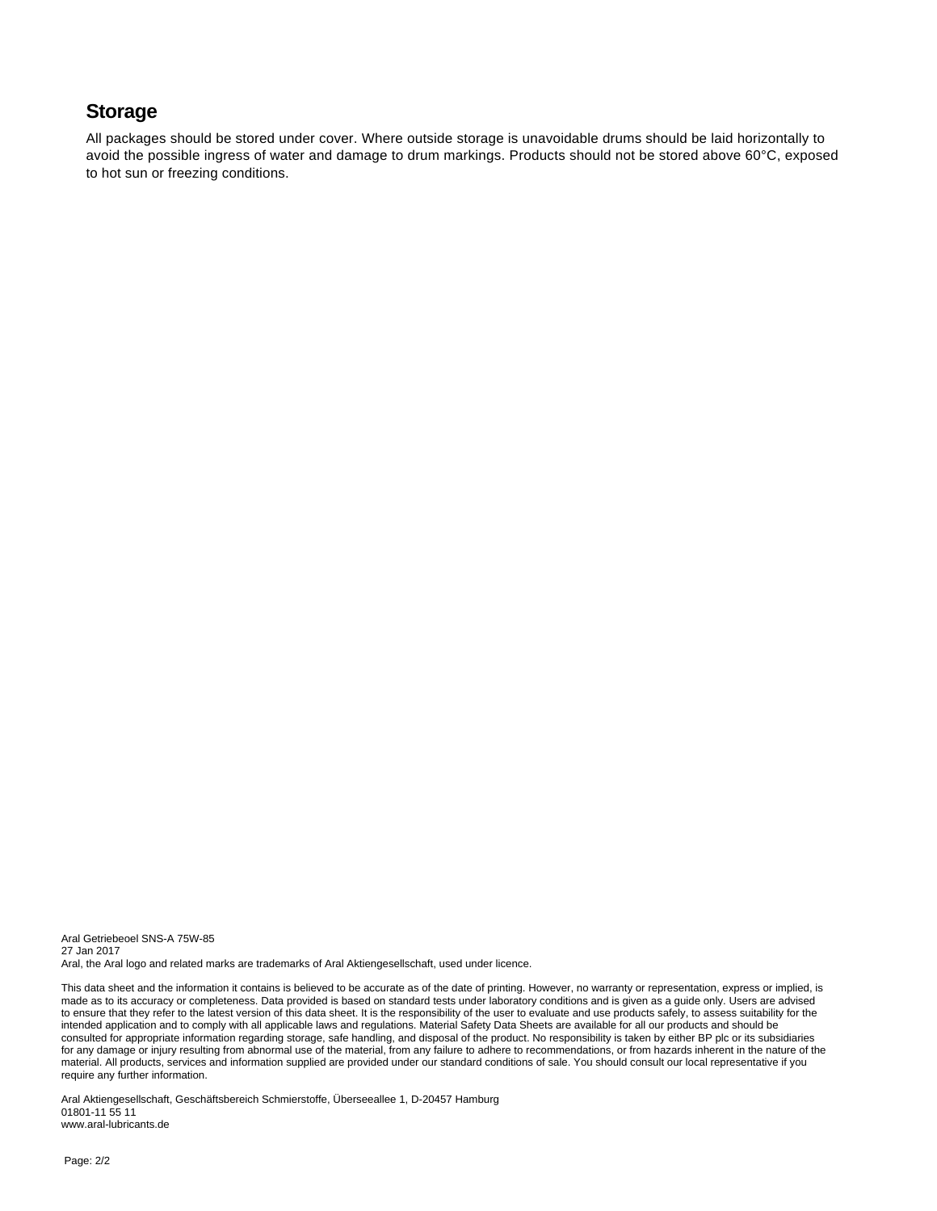## Storage

All packages should be stored under cover. Where outside storage is unavoidable drums should be laid horizontally to avoid the possible ingress of water and damage to drum markings. Products should not be stored above 60°C, exposed to hot sun or freezing conditions.

Aral Getriebeoel SNS-A 75W-85
27 Jan 2017
Aral, the Aral logo and related marks are trademarks of Aral Aktiengesellschaft, used under licence.

This data sheet and the information it contains is believed to be accurate as of the date of printing. However, no warranty or representation, express or implied, is made as to its accuracy or completeness. Data provided is based on standard tests under laboratory conditions and is given as a guide only. Users are advised to ensure that they refer to the latest version of this data sheet. It is the responsibility of the user to evaluate and use products safely, to assess suitability for the intended application and to comply with all applicable laws and regulations. Material Safety Data Sheets are available for all our products and should be consulted for appropriate information regarding storage, safe handling, and disposal of the product. No responsibility is taken by either BP plc or its subsidiaries for any damage or injury resulting from abnormal use of the material, from any failure to adhere to recommendations, or from hazards inherent in the nature of the material. All products, services and information supplied are provided under our standard conditions of sale. You should consult our local representative if you require any further information.

Aral Aktiengesellschaft, Geschäftsbereich Schmierstoffe, Überseeallee 1, D-20457 Hamburg
01801-11 55 11
www.aral-lubricants.de